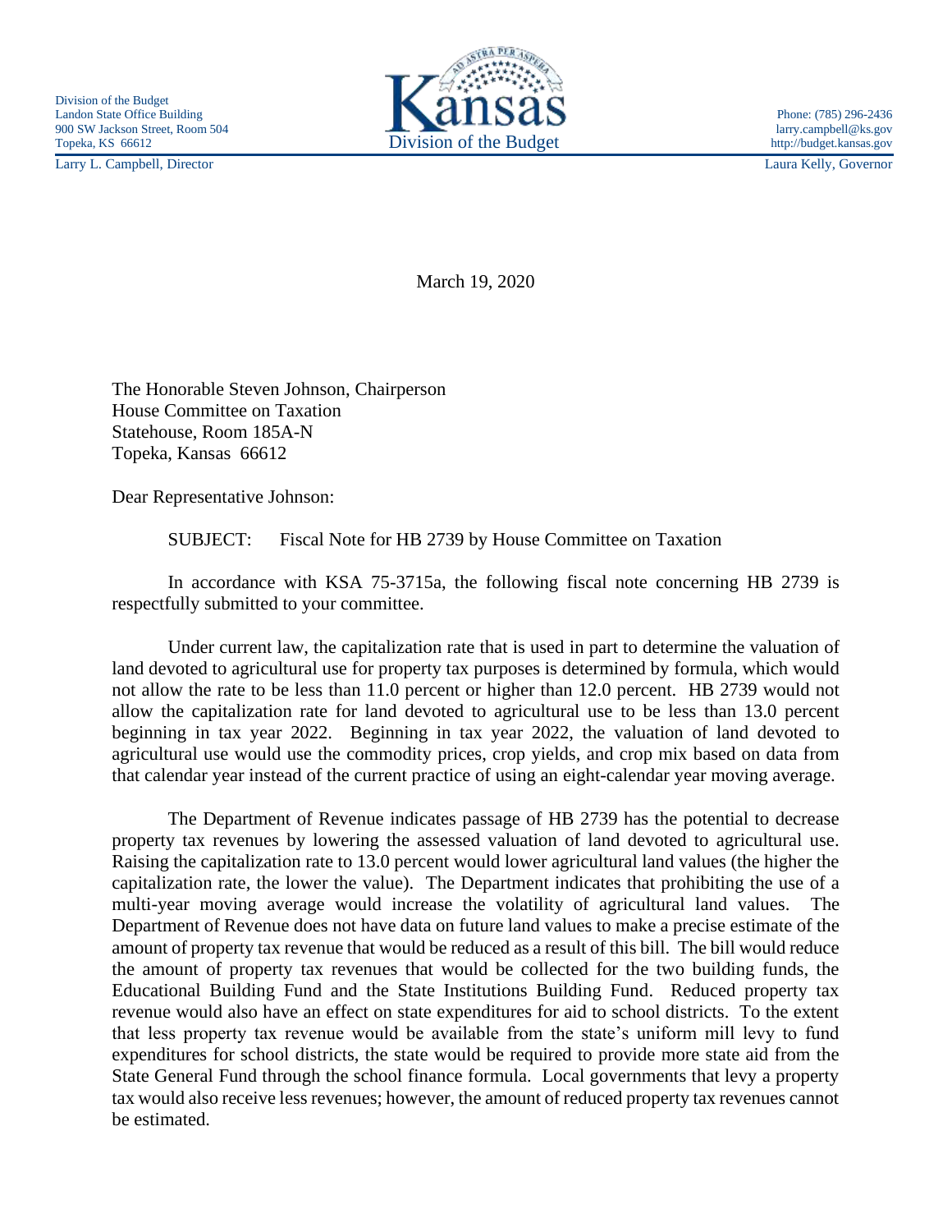Division of the Budget
Landon State Office Building
900 SW Jackson Street, Room 504
Topeka, KS 66612

Kansas
Division of the Budget

Phone: (785) 296-2436
larry.campbell@ks.gov
http://budget.kansas.gov

Larry L. Campbell, Director

Laura Kelly, Governor

March 19, 2020

The Honorable Steven Johnson, Chairperson
House Committee on Taxation
Statehouse, Room 185A-N
Topeka, Kansas 66612

Dear Representative Johnson:

SUBJECT: Fiscal Note for HB 2739 by House Committee on Taxation

In accordance with KSA 75-3715a, the following fiscal note concerning HB 2739 is respectfully submitted to your committee.

Under current law, the capitalization rate that is used in part to determine the valuation of land devoted to agricultural use for property tax purposes is determined by formula, which would not allow the rate to be less than 11.0 percent or higher than 12.0 percent. HB 2739 would not allow the capitalization rate for land devoted to agricultural use to be less than 13.0 percent beginning in tax year 2022. Beginning in tax year 2022, the valuation of land devoted to agricultural use would use the commodity prices, crop yields, and crop mix based on data from that calendar year instead of the current practice of using an eight-calendar year moving average.

The Department of Revenue indicates passage of HB 2739 has the potential to decrease property tax revenues by lowering the assessed valuation of land devoted to agricultural use. Raising the capitalization rate to 13.0 percent would lower agricultural land values (the higher the capitalization rate, the lower the value). The Department indicates that prohibiting the use of a multi-year moving average would increase the volatility of agricultural land values. The Department of Revenue does not have data on future land values to make a precise estimate of the amount of property tax revenue that would be reduced as a result of this bill. The bill would reduce the amount of property tax revenues that would be collected for the two building funds, the Educational Building Fund and the State Institutions Building Fund. Reduced property tax revenue would also have an effect on state expenditures for aid to school districts. To the extent that less property tax revenue would be available from the state's uniform mill levy to fund expenditures for school districts, the state would be required to provide more state aid from the State General Fund through the school finance formula. Local governments that levy a property tax would also receive less revenues; however, the amount of reduced property tax revenues cannot be estimated.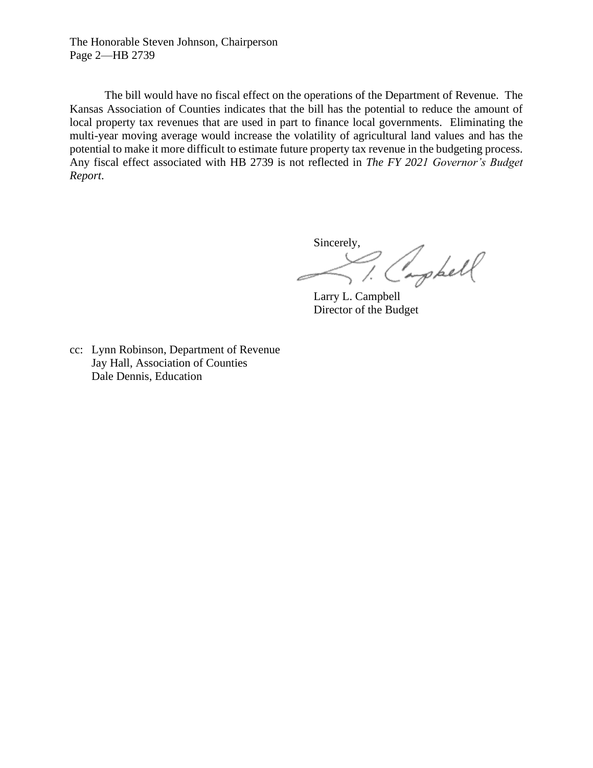The bill would have no fiscal effect on the operations of the Department of Revenue. The Kansas Association of Counties indicates that the bill has the potential to reduce the amount of local property tax revenues that are used in part to finance local governments. Eliminating the multi-year moving average would increase the volatility of agricultural land values and has the potential to make it more difficult to estimate future property tax revenue in the budgeting process. Any fiscal effect associated with HB 2739 is not reflected in *The FY 2021 Governor's Budget Report*.

Sincerely,

Larry L. Campbell
Director of the Budget

cc: Lynn Robinson, Department of Revenue
Jay Hall, Association of Counties
Dale Dennis, Education